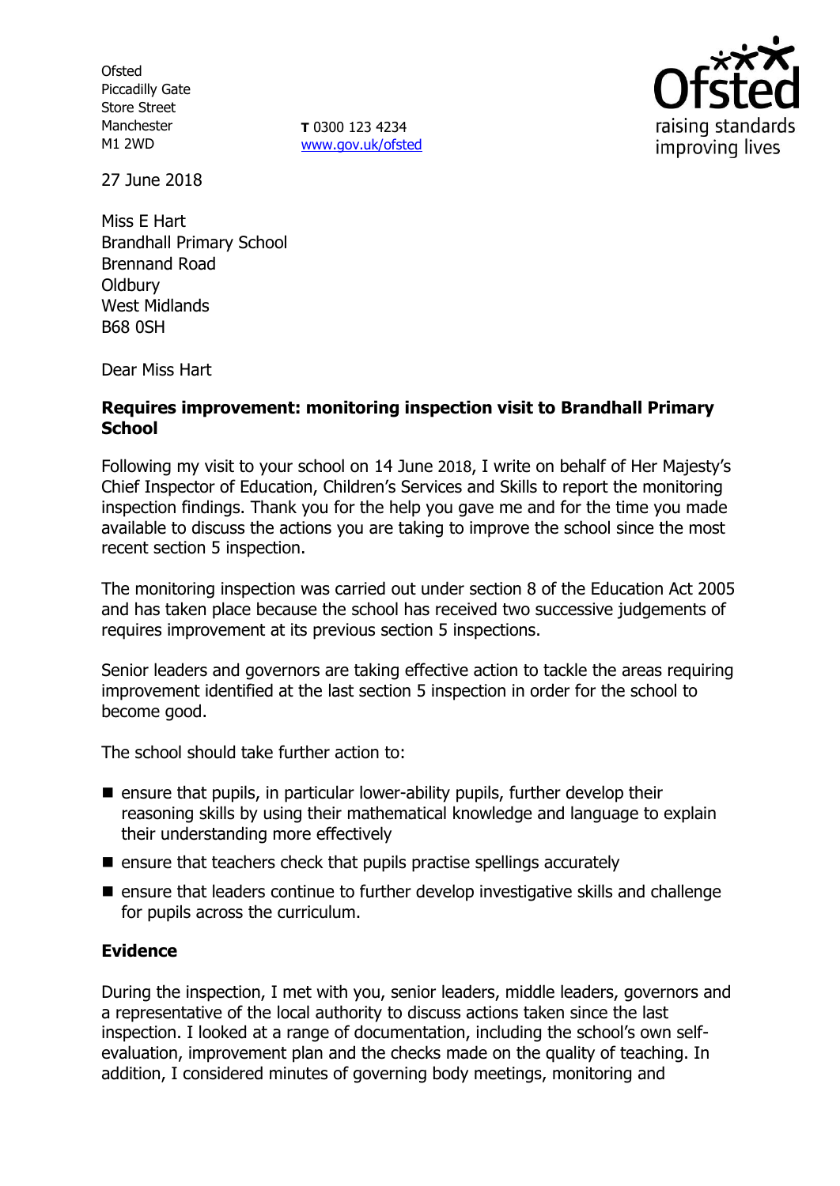Ofsted
Piccadilly Gate
Store Street
Manchester
M1 2WD

**T** 0300 123 4234
www.gov.uk/ofsted

27 June 2018

Miss E Hart
Brandhall Primary School
Brennand Road
Oldbury
West Midlands
B68 0SH

Dear Miss Hart

**Requires improvement: monitoring inspection visit to Brandhall Primary School**

Following my visit to your school on 14 June 2018, I write on behalf of Her Majesty's Chief Inspector of Education, Children's Services and Skills to report the monitoring inspection findings. Thank you for the help you gave me and for the time you made available to discuss the actions you are taking to improve the school since the most recent section 5 inspection.

The monitoring inspection was carried out under section 8 of the Education Act 2005 and has taken place because the school has received two successive judgements of requires improvement at its previous section 5 inspections.

Senior leaders and governors are taking effective action to tackle the areas requiring improvement identified at the last section 5 inspection in order for the school to become good.

The school should take further action to:

- ensure that pupils, in particular lower-ability pupils, further develop their reasoning skills by using their mathematical knowledge and language to explain their understanding more effectively
- ensure that teachers check that pupils practise spellings accurately
- ensure that leaders continue to further develop investigative skills and challenge for pupils across the curriculum.

## Evidence

During the inspection, I met with you, senior leaders, middle leaders, governors and a representative of the local authority to discuss actions taken since the last inspection. I looked at a range of documentation, including the school's own self-evaluation, improvement plan and the checks made on the quality of teaching. In addition, I considered minutes of governing body meetings, monitoring and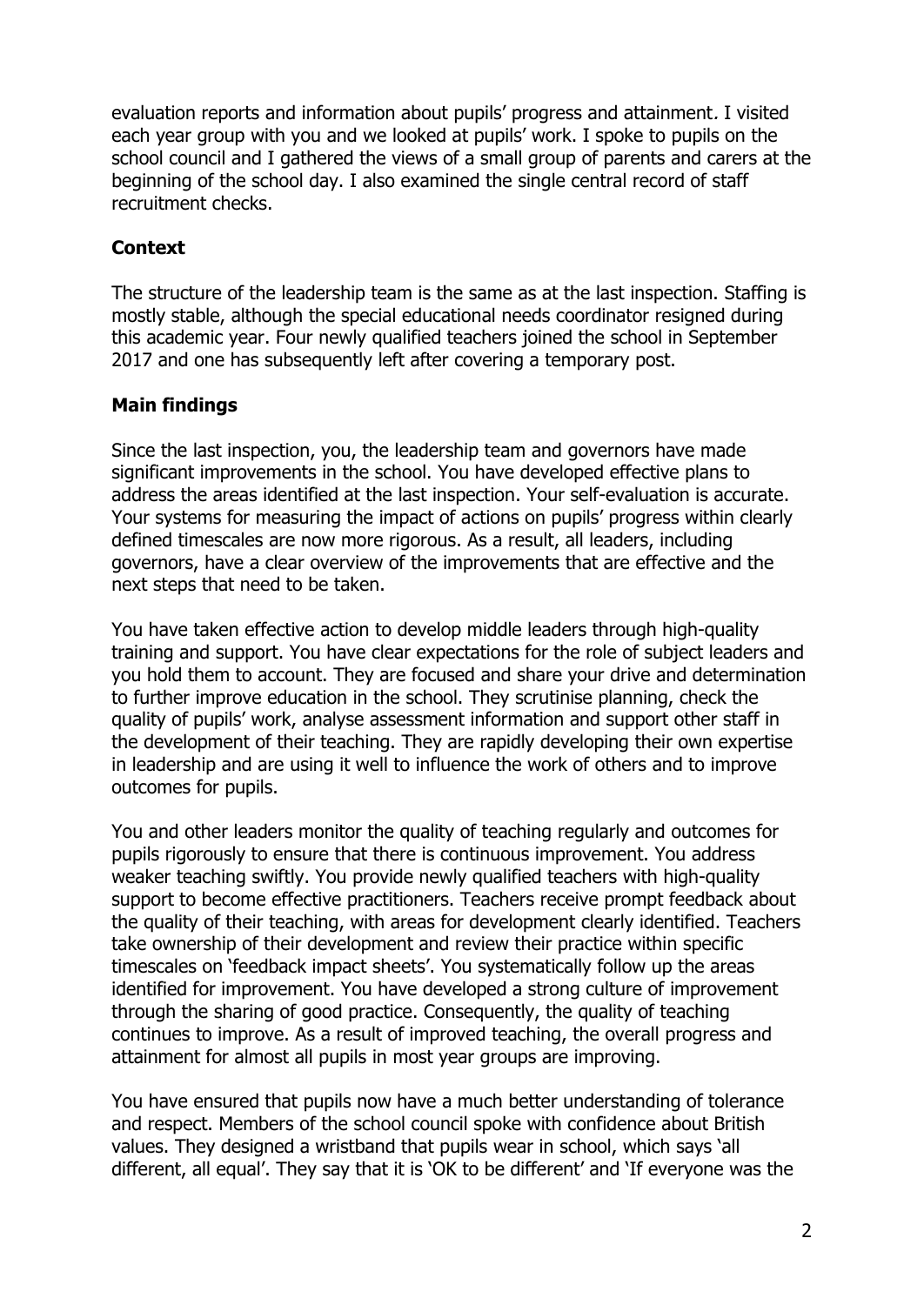evaluation reports and information about pupils' progress and attainment. I visited each year group with you and we looked at pupils' work. I spoke to pupils on the school council and I gathered the views of a small group of parents and carers at the beginning of the school day. I also examined the single central record of staff recruitment checks.

## Context

The structure of the leadership team is the same as at the last inspection. Staffing is mostly stable, although the special educational needs coordinator resigned during this academic year. Four newly qualified teachers joined the school in September 2017 and one has subsequently left after covering a temporary post.

## Main findings

Since the last inspection, you, the leadership team and governors have made significant improvements in the school. You have developed effective plans to address the areas identified at the last inspection. Your self-evaluation is accurate. Your systems for measuring the impact of actions on pupils' progress within clearly defined timescales are now more rigorous. As a result, all leaders, including governors, have a clear overview of the improvements that are effective and the next steps that need to be taken.

You have taken effective action to develop middle leaders through high-quality training and support. You have clear expectations for the role of subject leaders and you hold them to account. They are focused and share your drive and determination to further improve education in the school. They scrutinise planning, check the quality of pupils' work, analyse assessment information and support other staff in the development of their teaching. They are rapidly developing their own expertise in leadership and are using it well to influence the work of others and to improve outcomes for pupils.

You and other leaders monitor the quality of teaching regularly and outcomes for pupils rigorously to ensure that there is continuous improvement. You address weaker teaching swiftly. You provide newly qualified teachers with high-quality support to become effective practitioners. Teachers receive prompt feedback about the quality of their teaching, with areas for development clearly identified. Teachers take ownership of their development and review their practice within specific timescales on 'feedback impact sheets'. You systematically follow up the areas identified for improvement. You have developed a strong culture of improvement through the sharing of good practice. Consequently, the quality of teaching continues to improve. As a result of improved teaching, the overall progress and attainment for almost all pupils in most year groups are improving.

You have ensured that pupils now have a much better understanding of tolerance and respect. Members of the school council spoke with confidence about British values. They designed a wristband that pupils wear in school, which says 'all different, all equal'. They say that it is 'OK to be different' and 'If everyone was the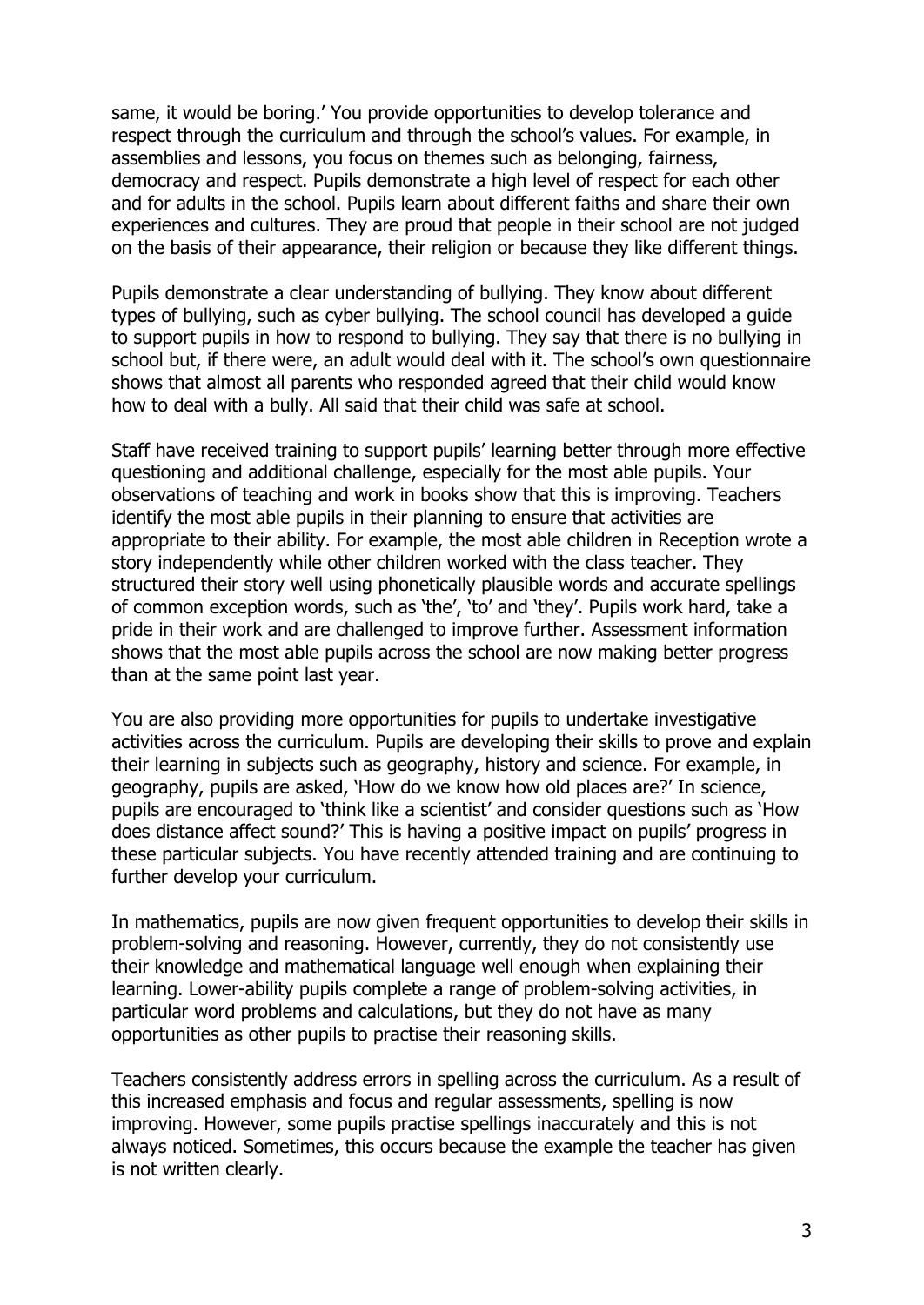same, it would be boring.' You provide opportunities to develop tolerance and respect through the curriculum and through the school's values. For example, in assemblies and lessons, you focus on themes such as belonging, fairness, democracy and respect. Pupils demonstrate a high level of respect for each other and for adults in the school. Pupils learn about different faiths and share their own experiences and cultures. They are proud that people in their school are not judged on the basis of their appearance, their religion or because they like different things.

Pupils demonstrate a clear understanding of bullying. They know about different types of bullying, such as cyber bullying. The school council has developed a guide to support pupils in how to respond to bullying. They say that there is no bullying in school but, if there were, an adult would deal with it. The school's own questionnaire shows that almost all parents who responded agreed that their child would know how to deal with a bully. All said that their child was safe at school.

Staff have received training to support pupils' learning better through more effective questioning and additional challenge, especially for the most able pupils. Your observations of teaching and work in books show that this is improving. Teachers identify the most able pupils in their planning to ensure that activities are appropriate to their ability. For example, the most able children in Reception wrote a story independently while other children worked with the class teacher. They structured their story well using phonetically plausible words and accurate spellings of common exception words, such as 'the', 'to' and 'they'. Pupils work hard, take a pride in their work and are challenged to improve further. Assessment information shows that the most able pupils across the school are now making better progress than at the same point last year.

You are also providing more opportunities for pupils to undertake investigative activities across the curriculum. Pupils are developing their skills to prove and explain their learning in subjects such as geography, history and science. For example, in geography, pupils are asked, 'How do we know how old places are?' In science, pupils are encouraged to 'think like a scientist' and consider questions such as 'How does distance affect sound?' This is having a positive impact on pupils' progress in these particular subjects. You have recently attended training and are continuing to further develop your curriculum.

In mathematics, pupils are now given frequent opportunities to develop their skills in problem-solving and reasoning. However, currently, they do not consistently use their knowledge and mathematical language well enough when explaining their learning. Lower-ability pupils complete a range of problem-solving activities, in particular word problems and calculations, but they do not have as many opportunities as other pupils to practise their reasoning skills.

Teachers consistently address errors in spelling across the curriculum. As a result of this increased emphasis and focus and regular assessments, spelling is now improving. However, some pupils practise spellings inaccurately and this is not always noticed. Sometimes, this occurs because the example the teacher has given is not written clearly.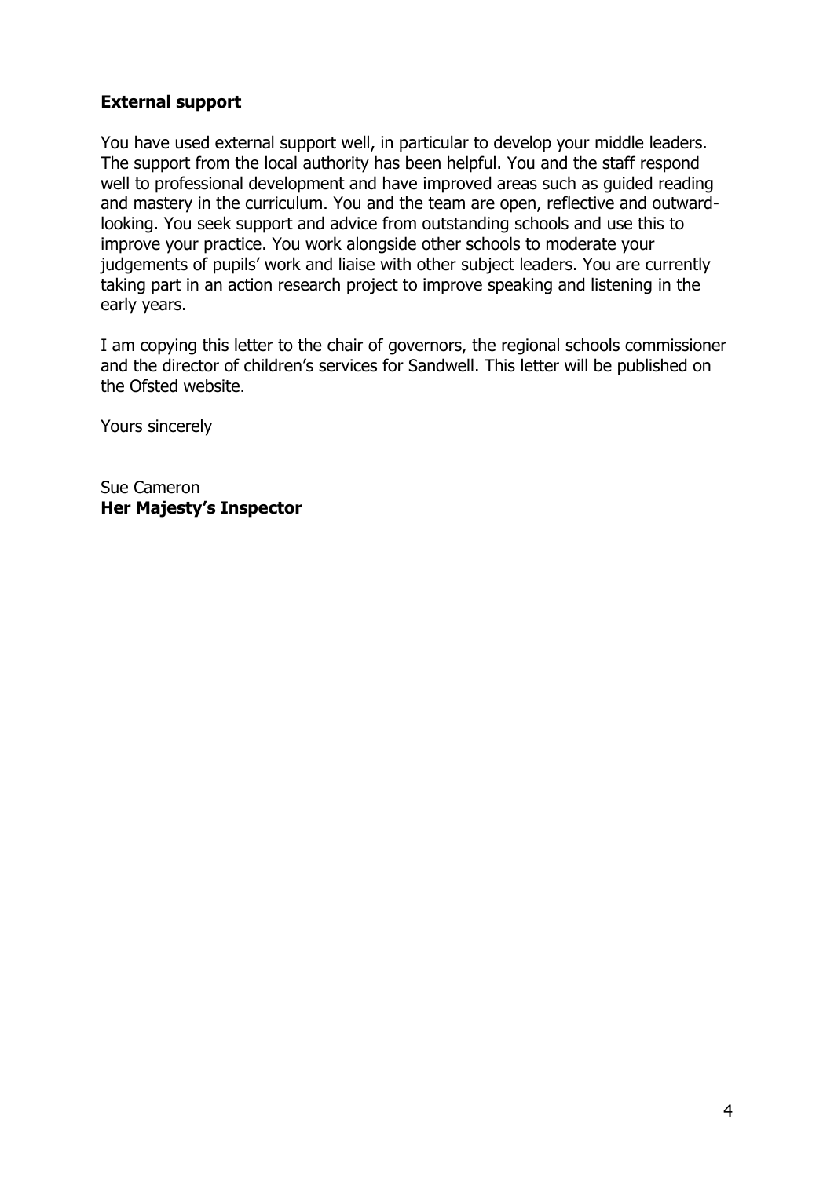**External support**

You have used external support well, in particular to develop your middle leaders. The support from the local authority has been helpful. You and the staff respond well to professional development and have improved areas such as guided reading and mastery in the curriculum. You and the team are open, reflective and outward-looking. You seek support and advice from outstanding schools and use this to improve your practice. You work alongside other schools to moderate your judgements of pupils' work and liaise with other subject leaders. You are currently taking part in an action research project to improve speaking and listening in the early years.

I am copying this letter to the chair of governors, the regional schools commissioner and the director of children's services for Sandwell. This letter will be published on the Ofsted website.

Yours sincerely

Sue Cameron
**Her Majesty's Inspector**